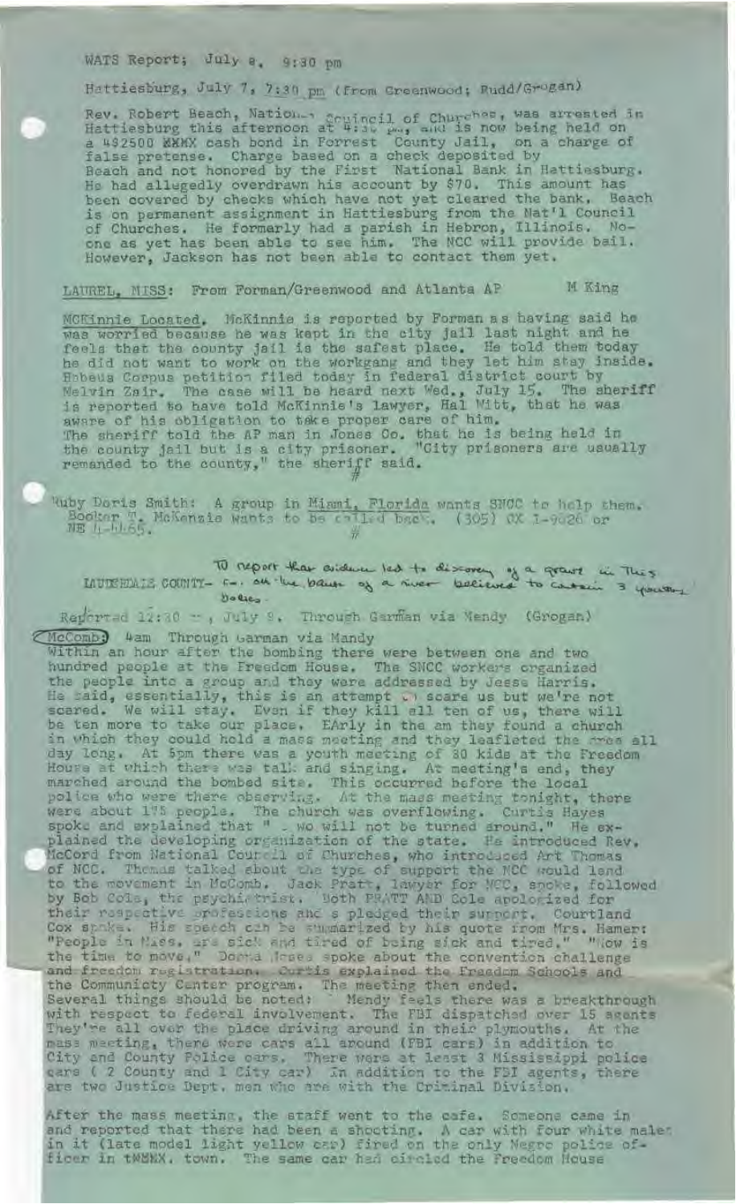WATS Report; July 8, 9:30 pm

Hattiesburg, July 7, 7:30 pm (from Greenwood; Rudd/Grogan)

Rev. Robert Beach, National Council of Churches, was arrested in Hattiesburg this afternoon at 4:30 pm, and is now being held on a $2500 XXXX cash bond in Forrest County Jail, on a charge of false pretense. Charge based on a check deposited by Beach and not honored by the First National Bank in Hattiesburg. He had allegedly overdrawn his account by $70. This amount has been covered by checks which have not yet cleared the bank. Beach is on permanent assignment in Hattiesburg from the Nat'l Council of Churches. He formerly had a parish in Hebron, Illinois. No-one as yet has been able to see him. The NCC will provide bail. However, Jackson has not been able to contact them yet.

LAUREL, MISS: From Forman/Greenwood and Atlanta AP M King

McKinnie Located. McKinnie is reported by Forman as having said he was worried because he was kept in the city jail last night and he feels that the county jail is the safest place. He told them today he did not want to work on the workgang and they let him stay inside. Habeus Corpus petition filed today in federal district court by Melvin Zair. The case will be heard next Wed., July 15. The sheriff is reported to have told McKinnie's lawyer, Hal Witt, that he was aware of his obligation to take proper care of him. The sheriff told the AP man in Jones Co. that he is being held in the county jail but is a city prisoner. "City prisoners are usually remanded to the county," the sheriff said.

#

Ruby Doris Smith: A group in Miami, Florida wants SNCC to help them. Booker T. McKenzie wants to be called back. (305) OX 1-9026 or NE 4-4465.

#

LAUDERDALE COUNTY- To report that evidence led to discovery of a grave in this Co. on the bank of a river believed to contain 3 young bodies.

Reported 12:30 -, July 8. Through Garman via Mendy (Grogan)

McComb: 4am Through Garman via Mandy

Within an hour after the bombing there were between one and two hundred people at the Freedom House. The SNCC workers organized the people into a group and they were addressed by Jesse Harris. He said, essentially, this is an attempt to scare us but we're not scared. We will stay. Even if they kill all ten of us, there will be ten more to take our place. EArly in the am they found a church in which they could hold a mass meeting and they leafleted the area all day long. At 5pm there was a youth meeting of 30 kids at the Freedom House at which there was talk and singing. At meeting's end, they marched around the bombed site. This occurred before the local police who were there observing. At the mass meeting tonight, there were about 175 people. The church was overflowing. Curtis Hayes spoke and explained that " we will not be turned around." He explained the developing organization of the state. He introduced Rev. McCord from National Council of Churches, who introduced Art Thomas of NCC. Thomas talked about the type of support the NCC would lend to the movement in McComb. Jack Pratt, lawyer for NCC, spoke, followed by Bob Cole, the psychiatrist. Both PRATT AND Cole apologized for their respective professions and s pledged their support. Courtland Cox spoke. His speech can be summarized by his quote from Mrs. Hamer: "People in Miss. are sick and tired of being sick and tired." "Now is the time to move." Donna Moses spoke about the convention challenge and freedom registration. Curtis explained the Freedom Schools and the Communicty Center program. The meeting then ended.
Several things should be noted: Mendy feels there was a breakthrough with respect to federal involvement. The FBI dispatched over 15 agents They're all over the place driving around in their plymouths. At the mass meeting, there were cars all around (FBI cars) in addition to City and County Police cars. There were at least 3 Mississippi police cars ( 2 County and 1 City car) in addition to the FBI agents, there are two Justice Dept. men who are with the Criminal Division.

After the mass meeting, the staff went to the cafe. Someone came in and reported that there had been a shooting. A car with four white males in it (late model light yellow car) fired on the only Negro police officer in tXXXX. town. The same car had circled the Freedom House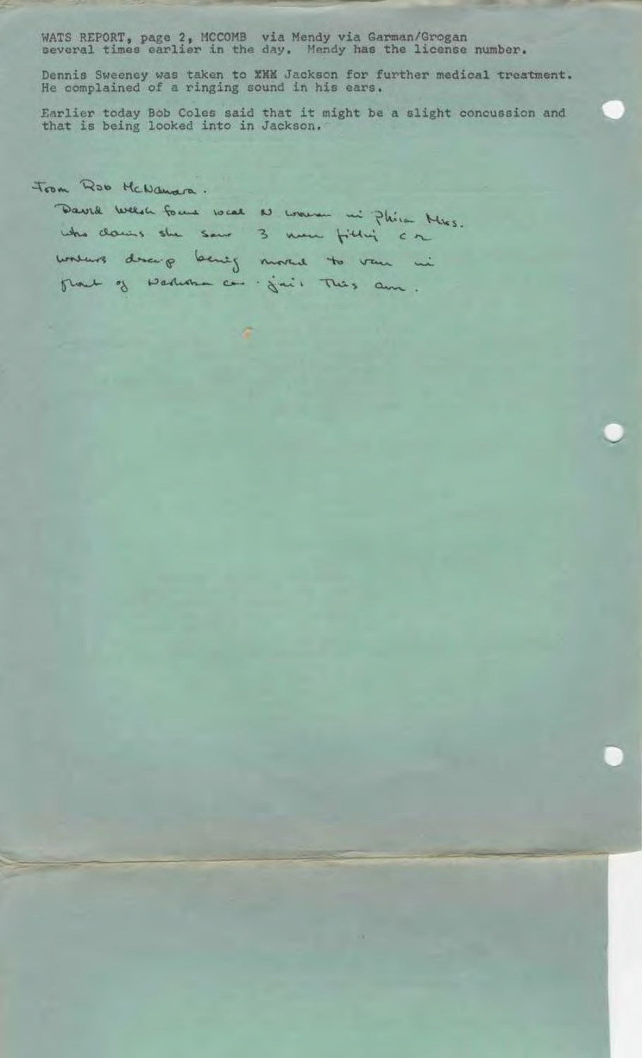WATS REPORT, page 2, MCCOMB via Mendy via Garman/Grogan
several times earlier in the day. Mendy has the license number.

Dennis Sweeney was taken to XXX Jackson for further medical treatment. He complained of a ringing sound in his ears.

Earlier today Bob Coles said that it might be a slight concussion and that is being looked into in Jackson.

From Rob McNamara.

David Welsh found local N woman in Phila Miss. who claims she saw 3 men fitting CR workers descrip being moved to van in front of Neshoba co. jail. This am.